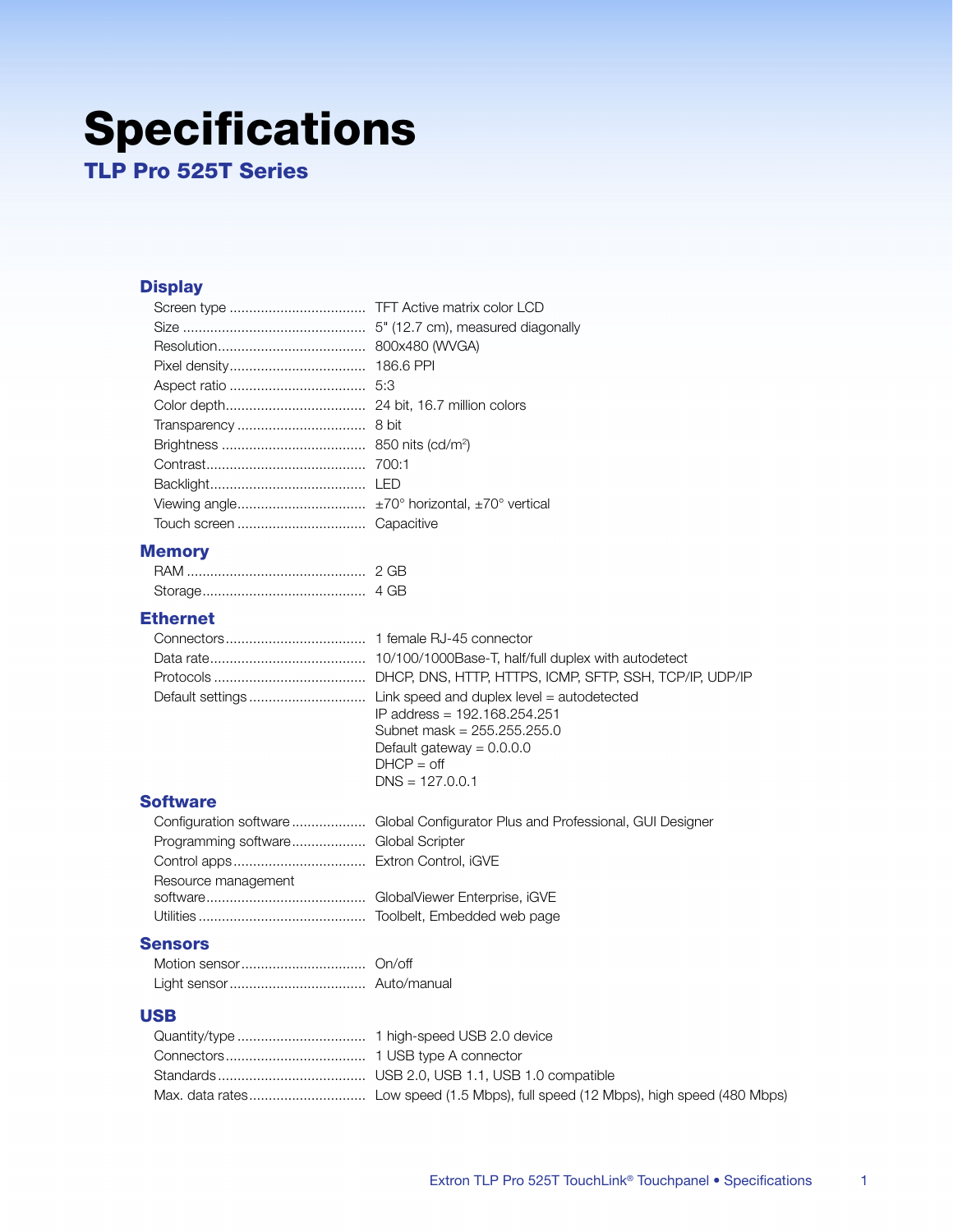# Specifications

## TLP Pro 525T Series

### Display

| | |
|---|---|
| Screen type | TFT Active matrix color LCD |
| Size | 5" (12.7 cm), measured diagonally |
| Resolution | 800x480 (WVGA) |
| Pixel density | 186.6 PPI |
| Aspect ratio | 5:3 |
| Color depth | 24 bit, 16.7 million colors |
| Transparency | 8 bit |
| Brightness | 850 nits (cd/m$^2$) |
| Contrast | 700:1 |
| Backlight | LED |
| Viewing angle | ±70° horizontal, ±70° vertical |
| Touch screen | Capacitive |

### Memory

| | |
|---|---|
| RAM | 2 GB |
| Storage | 4 GB |

### Ethernet

| | |
|---|---|
| Connectors | 1 female RJ-45 connector |
| Data rate | 10/100/1000Base-T, half/full duplex with autodetect |
| Protocols | DHCP, DNS, HTTP, HTTPS, ICMP, SFTP, SSH, TCP/IP, UDP/IP |
| Default settings | Link speed and duplex level = autodetected<br>IP address = 192.168.254.251<br>Subnet mask = 255.255.255.0<br>Default gateway = 0.0.0.0<br>DHCP = off<br>DNS = 127.0.0.1 |

### Software

| | |
|---|---|
| Configuration software | Global Configurator Plus and Professional, GUI Designer |
| Programming software | Global Scripter |
| Control apps | Extron Control, iGVE |
| Resource management software | GlobalViewer Enterprise, iGVE |
| Utilities | Toolbelt, Embedded web page |

### Sensors

| | |
|---|---|
| Motion sensor | On/off |
| Light sensor | Auto/manual |

### USB

| | |
|---|---|
| Quantity/type | 1 high-speed USB 2.0 device |
| Connectors | 1 USB type A connector |
| Standards | USB 2.0, USB 1.1, USB 1.0 compatible |
| Max. data rates | Low speed (1.5 Mbps), full speed (12 Mbps), high speed (480 Mbps) |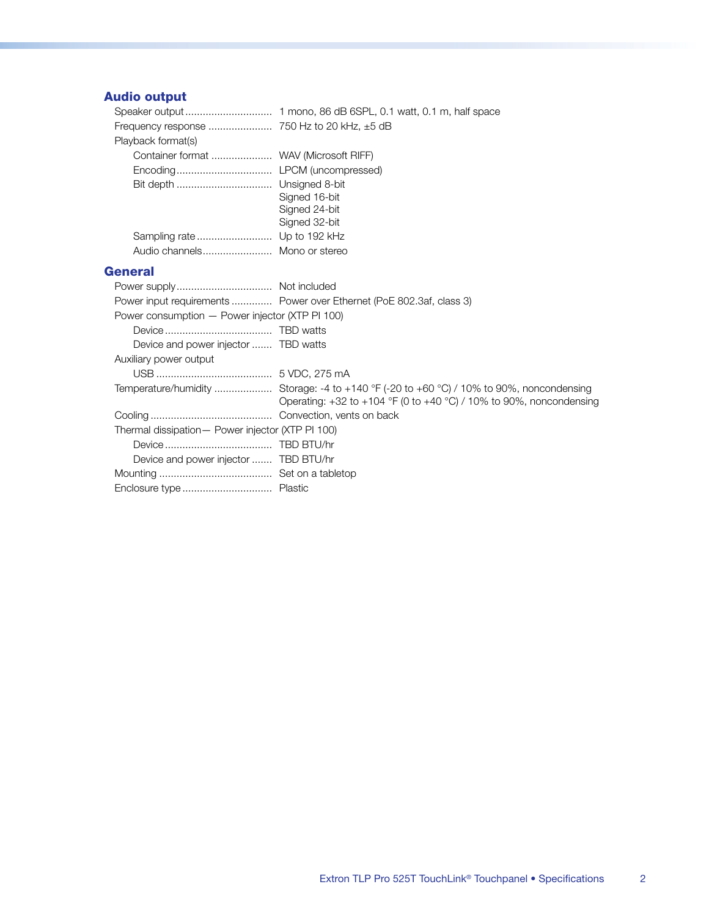## Audio output

Speaker output .............................. 1 mono, 86 dB 6SPL, 0.1 watt, 0.1 m, half space
Frequency response ...................... 750 Hz to 20 kHz, ±5 dB
Playback format(s)
- Container format ..................... WAV (Microsoft RIFF)
- Encoding ................................. LPCM (uncompressed)
- Bit depth ................................. Unsigned 8-bit
  Signed 16-bit
  Signed 24-bit
  Signed 32-bit
- Sampling rate .......................... Up to 192 kHz
- Audio channels ........................ Mono or stereo

## General

Power supply ................................. Not included
Power input requirements ............. Power over Ethernet (PoE 802.3af, class 3)
Power consumption — Power injector (XTP PI 100)
- Device ..................................... TBD watts
- Device and power injector ....... TBD watts

Auxiliary power output
- USB ........................................ 5 VDC, 275 mA

Temperature/humidity .................... Storage: -4 to +140 °F (-20 to +60 °C) / 10% to 90%, noncondensing
Operating: +32 to +104 °F (0 to +40 °C) / 10% to 90%, noncondensing
Cooling .......................................... Convection, vents on back
Thermal dissipation— Power injector (XTP PI 100)
- Device ..................................... TBD BTU/hr
- Device and power injector ....... TBD BTU/hr

Mounting ....................................... Set on a tabletop
Enclosure type ............................... Plastic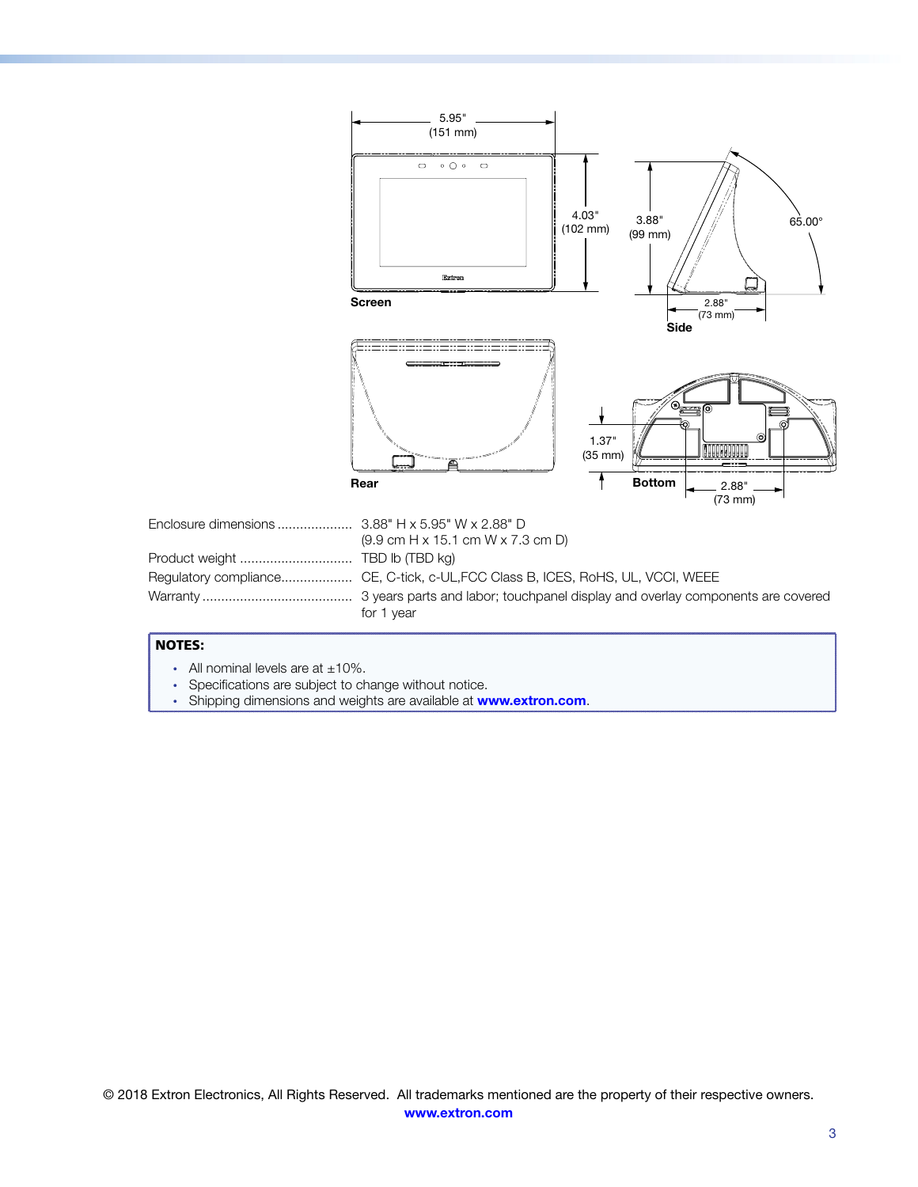5.95"
(151 mm)

4.03"
(102 mm)

Screen

3.88"
(99 mm)

65.00°

2.88"
(73 mm)

Side

Rear

1.37"
(35 mm)

Bottom

2.88"
(73 mm)

| | |
|---|---|
| Enclosure dimensions | 3.88" H x 5.95" W x 2.88" D<br>(9.9 cm H x 15.1 cm W x 7.3 cm D) |
| Product weight | TBD lb (TBD kg) |
| Regulatory compliance | CE, C-tick, c-UL,FCC Class B, ICES, RoHS, UL, VCCI, WEEE |
| Warranty | 3 years parts and labor; touchpanel display and overlay components are covered for 1 year |

**NOTES:**

- All nominal levels are at ±10%.
- Specifications are subject to change without notice.
- Shipping dimensions and weights are available at **www.extron.com**.

© 2018 Extron Electronics, All Rights Reserved. All trademarks mentioned are the property of their respective owners.
**www.extron.com**